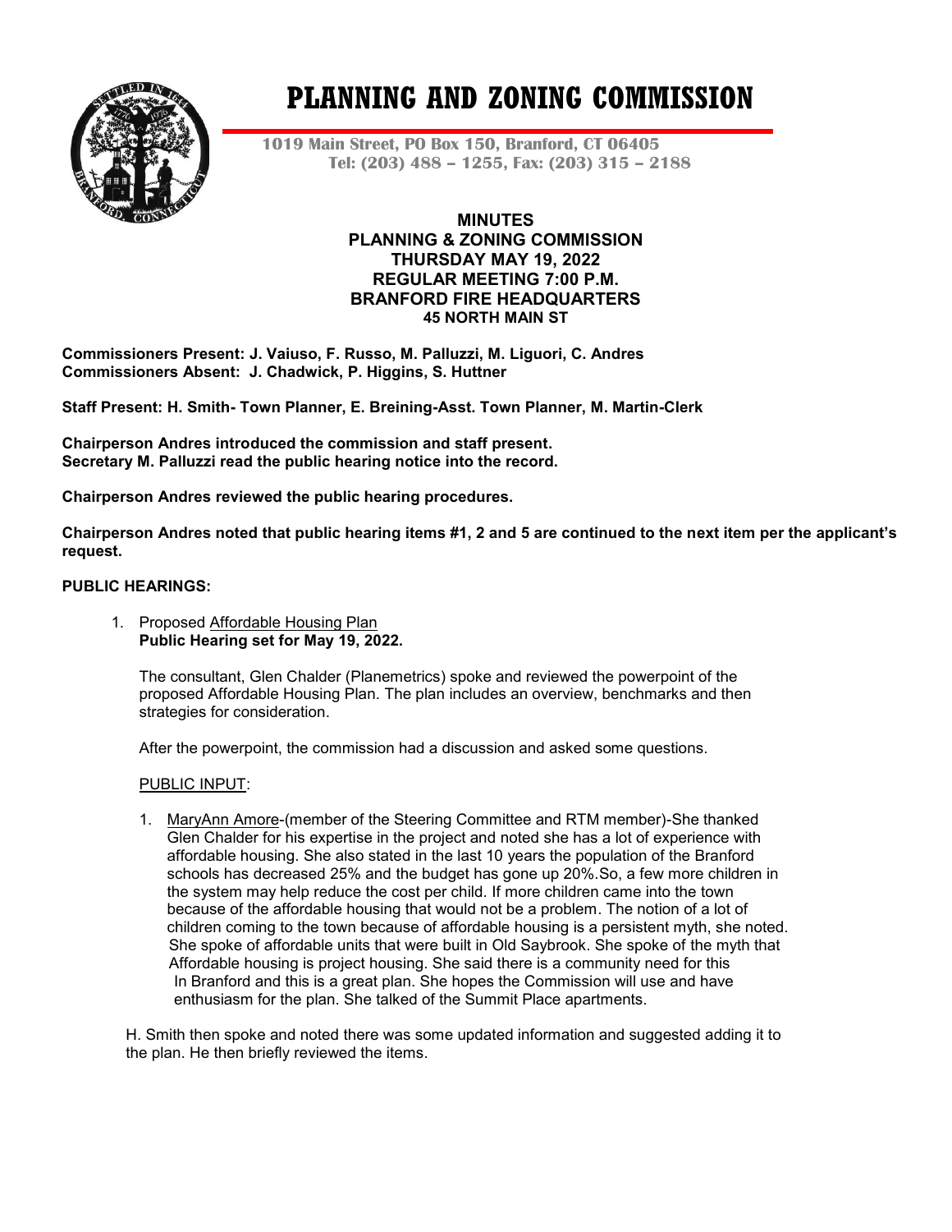# PLANNING AND ZONING COMMISSION

**1019 Main Street, PO Box 150, Branford, CT 06405**
**Tel: (203) 488 – 1255, Fax: (203) 315 – 2188**

**MINUTES**
**PLANNING & ZONING COMMISSION**
**THURSDAY MAY 19, 2022**
**REGULAR MEETING 7:00 P.M.**
**BRANFORD FIRE HEADQUARTERS**
**45 NORTH MAIN ST**

**Commissioners Present: J. Vaiuso, F. Russo, M. Palluzzi, M. Liguori, C. Andres**
**Commissioners Absent: J. Chadwick, P. Higgins, S. Huttner**

**Staff Present: H. Smith- Town Planner, E. Breining-Asst. Town Planner, M. Martin-Clerk**

**Chairperson Andres introduced the commission and staff present.**
**Secretary M. Palluzzi read the public hearing notice into the record.**

**Chairperson Andres reviewed the public hearing procedures.**

**Chairperson Andres noted that public hearing items #1, 2 and 5 are continued to the next item per the applicant's request.**

**PUBLIC HEARINGS:**

1. Proposed Affordable Housing Plan
   **Public Hearing set for May 19, 2022.**

   The consultant, Glen Chalder (Planemetrics) spoke and reviewed the powerpoint of the proposed Affordable Housing Plan. The plan includes an overview, benchmarks and then strategies for consideration.

   After the powerpoint, the commission had a discussion and asked some questions.

   PUBLIC INPUT:

   1. MaryAnn Amore-(member of the Steering Committee and RTM member)-She thanked Glen Chalder for his expertise in the project and noted she has a lot of experience with affordable housing. She also stated in the last 10 years the population of the Branford schools has decreased 25% and the budget has gone up 20%.So, a few more children in the system may help reduce the cost per child. If more children came into the town because of the affordable housing that would not be a problem. The notion of a lot of children coming to the town because of affordable housing is a persistent myth, she noted. She spoke of affordable units that were built in Old Saybrook. She spoke of the myth that Affordable housing is project housing. She said there is a community need for this In Branford and this is a great plan. She hopes the Commission will use and have enthusiasm for the plan. She talked of the Summit Place apartments.

   H. Smith then spoke and noted there was some updated information and suggested adding it to the plan. He then briefly reviewed the items.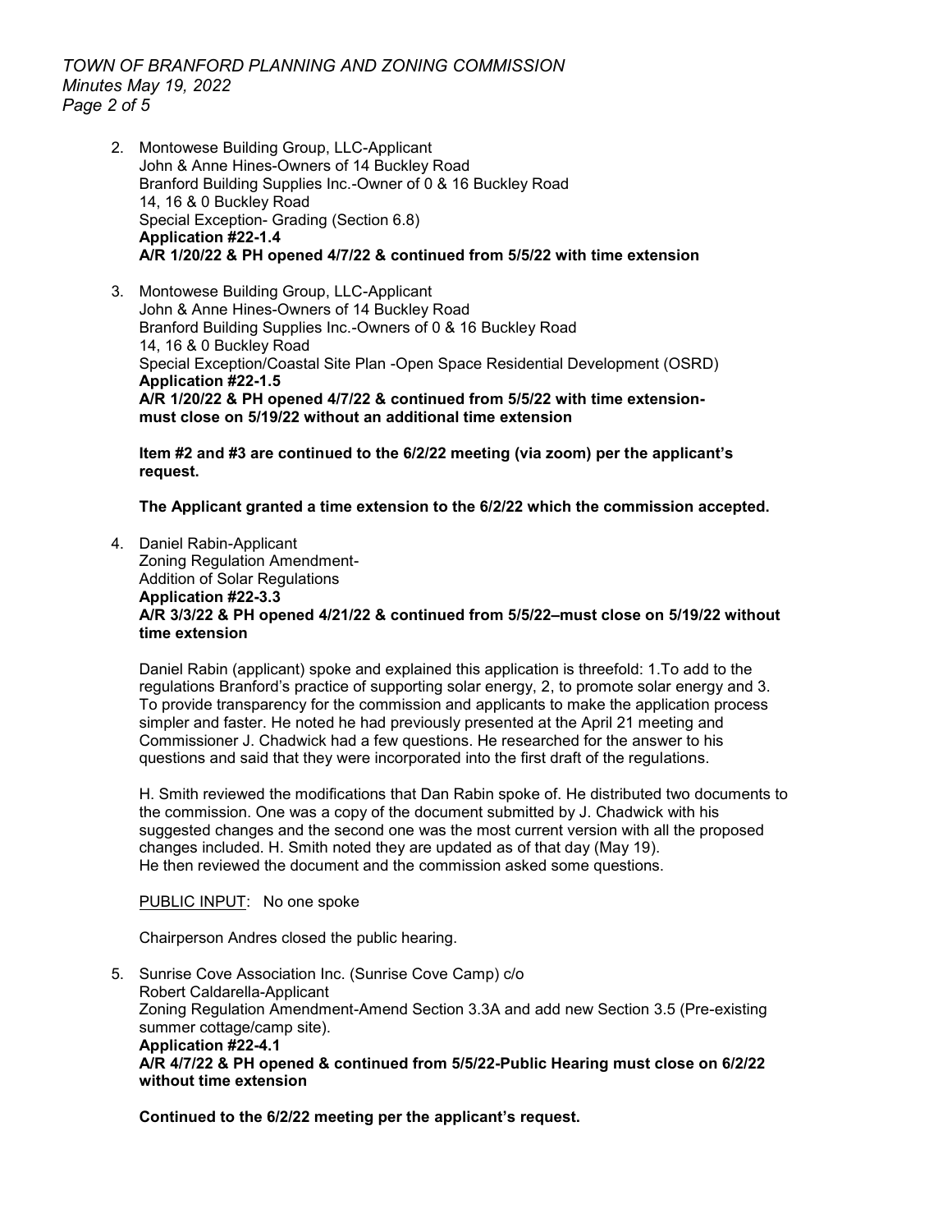2. Montowese Building Group, LLC-Applicant
   John & Anne Hines-Owners of 14 Buckley Road
   Branford Building Supplies Inc.-Owner of 0 & 16 Buckley Road
   14, 16 & 0 Buckley Road
   Special Exception- Grading (Section 6.8)
   **Application #22-1.4**
   **A/R 1/20/22 & PH opened 4/7/22 & continued from 5/5/22 with time extension**

3. Montowese Building Group, LLC-Applicant
   John & Anne Hines-Owners of 14 Buckley Road
   Branford Building Supplies Inc.-Owners of 0 & 16 Buckley Road
   14, 16 & 0 Buckley Road
   Special Exception/Coastal Site Plan -Open Space Residential Development (OSRD)
   **Application #22-1.5**
   **A/R 1/20/22 & PH opened 4/7/22 & continued from 5/5/22 with time extension-must close on 5/19/22 without an additional time extension**

   **Item #2 and #3 are continued to the 6/2/22 meeting (via zoom) per the applicant's request.**

   **The Applicant granted a time extension to the 6/2/22 which the commission accepted.**

4. Daniel Rabin-Applicant
   Zoning Regulation Amendment-
   Addition of Solar Regulations
   **Application #22-3.3**
   **A/R 3/3/22 & PH opened 4/21/22 & continued from 5/5/22–must close on 5/19/22 without time extension**

   Daniel Rabin (applicant) spoke and explained this application is threefold: 1.To add to the regulations Branford's practice of supporting solar energy, 2, to promote solar energy and 3. To provide transparency for the commission and applicants to make the application process simpler and faster. He noted he had previously presented at the April 21 meeting and Commissioner J. Chadwick had a few questions. He researched for the answer to his questions and said that they were incorporated into the first draft of the regulations.

   H. Smith reviewed the modifications that Dan Rabin spoke of. He distributed two documents to the commission. One was a copy of the document submitted by J. Chadwick with his suggested changes and the second one was the most current version with all the proposed changes included. H. Smith noted they are updated as of that day (May 19). He then reviewed the document and the commission asked some questions.

   PUBLIC INPUT: No one spoke

   Chairperson Andres closed the public hearing.

5. Sunrise Cove Association Inc. (Sunrise Cove Camp) c/o
   Robert Caldarella-Applicant
   Zoning Regulation Amendment-Amend Section 3.3A and add new Section 3.5 (Pre-existing summer cottage/camp site).
   **Application #22-4.1**
   **A/R 4/7/22 & PH opened & continued from 5/5/22-Public Hearing must close on 6/2/22 without time extension**

   **Continued to the 6/2/22 meeting per the applicant's request.**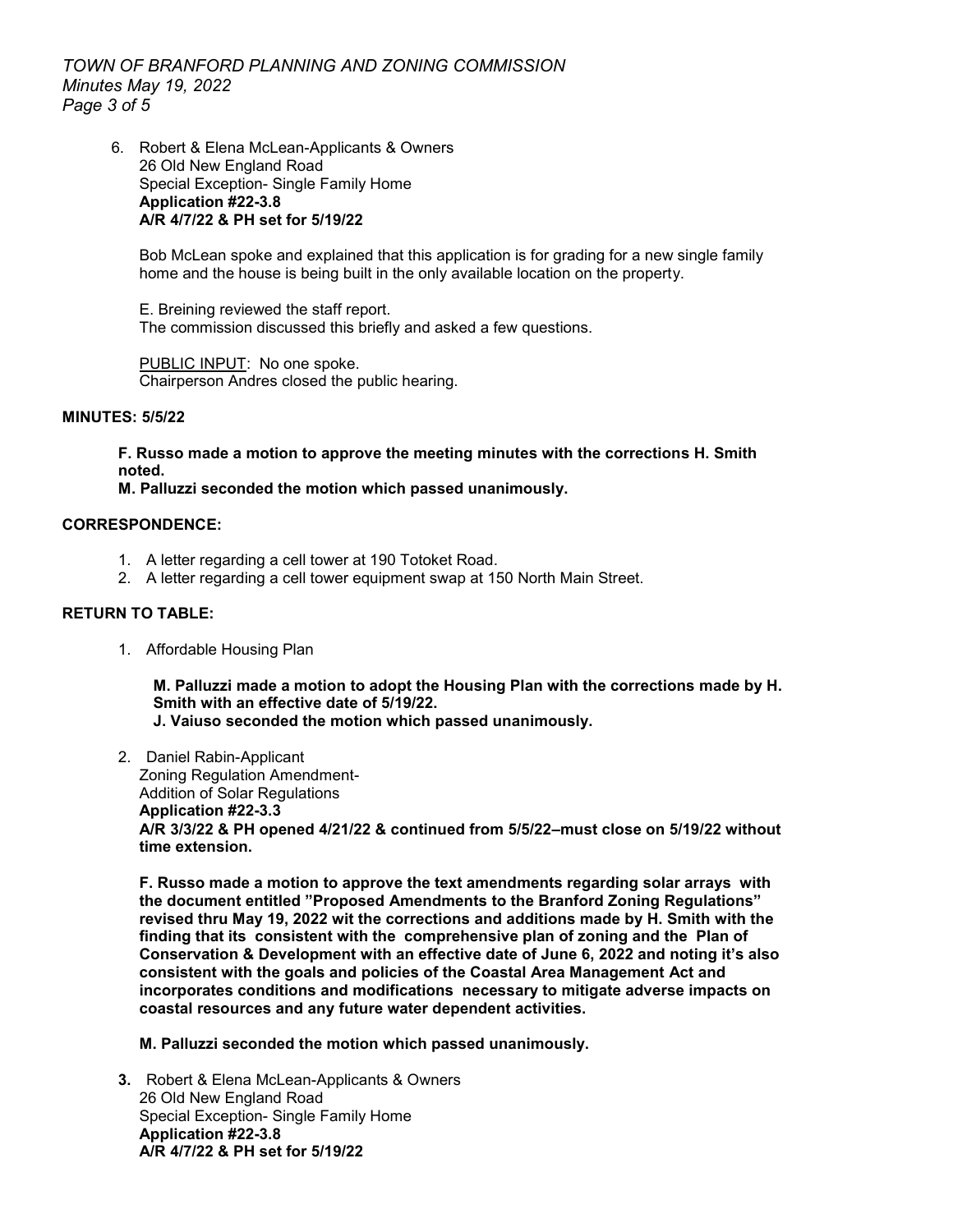6. Robert & Elena McLean-Applicants & Owners
   26 Old New England Road
   Special Exception- Single Family Home
   **Application #22-3.8**
   **A/R 4/7/22 & PH set for 5/19/22**

   Bob McLean spoke and explained that this application is for grading for a new single family home and the house is being built in the only available location on the property.

   E. Breining reviewed the staff report.
   The commission discussed this briefly and asked a few questions.

   PUBLIC INPUT: No one spoke.
   Chairperson Andres closed the public hearing.

**MINUTES: 5/5/22**

**F. Russo made a motion to approve the meeting minutes with the corrections H. Smith noted.**
**M. Palluzzi seconded the motion which passed unanimously.**

**CORRESPONDENCE:**

1. A letter regarding a cell tower at 190 Totoket Road.
2. A letter regarding a cell tower equipment swap at 150 North Main Street.

**RETURN TO TABLE:**

1. Affordable Housing Plan

   **M. Palluzzi made a motion to adopt the Housing Plan with the corrections made by H. Smith with an effective date of 5/19/22.**
   **J. Vaiuso seconded the motion which passed unanimously.**

2. Daniel Rabin-Applicant
   Zoning Regulation Amendment-
   Addition of Solar Regulations
   **Application #22-3.3**
   **A/R 3/3/22 & PH opened 4/21/22 & continued from 5/5/22–must close on 5/19/22 without time extension.**

   **F. Russo made a motion to approve the text amendments regarding solar arrays with the document entitled "Proposed Amendments to the Branford Zoning Regulations" revised thru May 19, 2022 wit the corrections and additions made by H. Smith with the finding that its consistent with the comprehensive plan of zoning and the Plan of Conservation & Development with an effective date of June 6, 2022 and noting it's also consistent with the goals and policies of the Coastal Area Management Act and incorporates conditions and modifications necessary to mitigate adverse impacts on coastal resources and any future water dependent activities.**

   **M. Palluzzi seconded the motion which passed unanimously.**

3. Robert & Elena McLean-Applicants & Owners
   26 Old New England Road
   Special Exception- Single Family Home
   **Application #22-3.8**
   **A/R 4/7/22 & PH set for 5/19/22**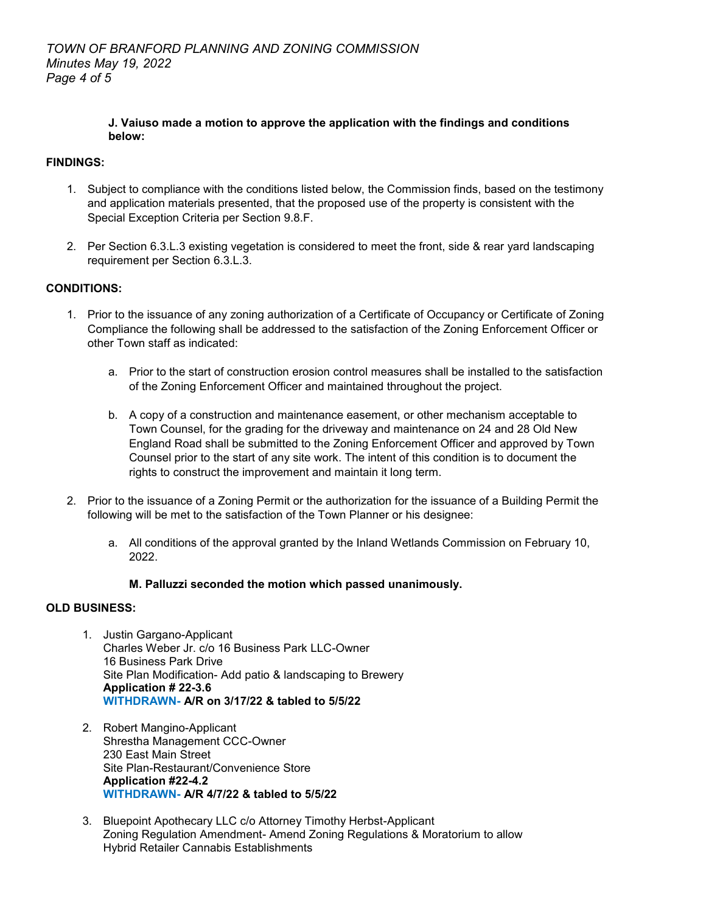**J. Vaiuso made a motion to approve the application with the findings and conditions below:**

**FINDINGS:**

1. Subject to compliance with the conditions listed below, the Commission finds, based on the testimony and application materials presented, that the proposed use of the property is consistent with the Special Exception Criteria per Section 9.8.F.

2. Per Section 6.3.L.3 existing vegetation is considered to meet the front, side & rear yard landscaping requirement per Section 6.3.L.3.

**CONDITIONS:**

1. Prior to the issuance of any zoning authorization of a Certificate of Occupancy or Certificate of Zoning Compliance the following shall be addressed to the satisfaction of the Zoning Enforcement Officer or other Town staff as indicated:

    a. Prior to the start of construction erosion control measures shall be installed to the satisfaction of the Zoning Enforcement Officer and maintained throughout the project.

    b. A copy of a construction and maintenance easement, or other mechanism acceptable to Town Counsel, for the grading for the driveway and maintenance on 24 and 28 Old New England Road shall be submitted to the Zoning Enforcement Officer and approved by Town Counsel prior to the start of any site work. The intent of this condition is to document the rights to construct the improvement and maintain it long term.

2. Prior to the issuance of a Zoning Permit or the authorization for the issuance of a Building Permit the following will be met to the satisfaction of the Town Planner or his designee:

    a. All conditions of the approval granted by the Inland Wetlands Commission on February 10, 2022.

    **M. Palluzzi seconded the motion which passed unanimously.**

**OLD BUSINESS:**

1. Justin Gargano-Applicant
   Charles Weber Jr. c/o 16 Business Park LLC-Owner
   16 Business Park Drive
   Site Plan Modification- Add patio & landscaping to Brewery
   **Application # 22-3.6**
   **WITHDRAWN- A/R on 3/17/22 & tabled to 5/5/22**

2. Robert Mangino-Applicant
   Shrestha Management CCC-Owner
   230 East Main Street
   Site Plan-Restaurant/Convenience Store
   **Application #22-4.2**
   **WITHDRAWN- A/R 4/7/22 & tabled to 5/5/22**

3. Bluepoint Apothecary LLC c/o Attorney Timothy Herbst-Applicant
   Zoning Regulation Amendment- Amend Zoning Regulations & Moratorium to allow Hybrid Retailer Cannabis Establishments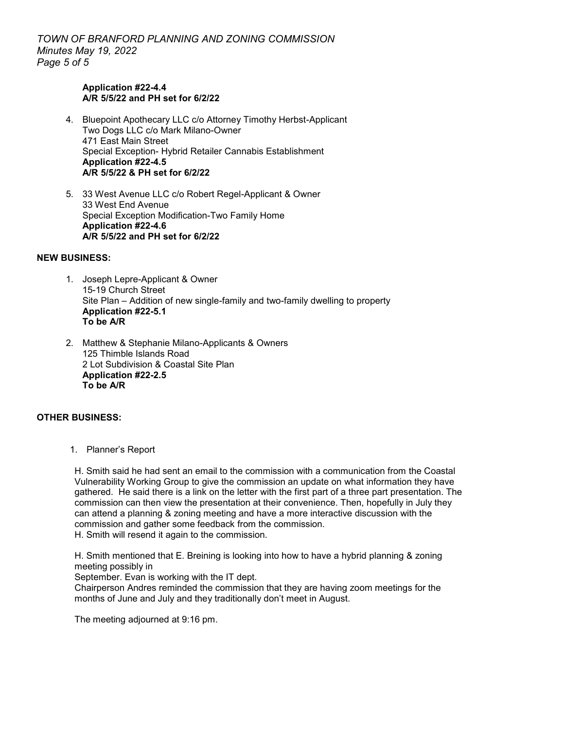**Application #22-4.4**
**A/R 5/5/22 and PH set for 6/2/22**

4. Bluepoint Apothecary LLC c/o Attorney Timothy Herbst-Applicant
   Two Dogs LLC c/o Mark Milano-Owner
   471 East Main Street
   Special Exception- Hybrid Retailer Cannabis Establishment
   **Application #22-4.5**
   **A/R 5/5/22 & PH set for 6/2/22**

5. 33 West Avenue LLC c/o Robert Regel-Applicant & Owner
   33 West End Avenue
   Special Exception Modification-Two Family Home
   **Application #22-4.6**
   **A/R 5/5/22 and PH set for 6/2/22**

**NEW BUSINESS:**

1. Joseph Lepre-Applicant & Owner
   15-19 Church Street
   Site Plan – Addition of new single-family and two-family dwelling to property
   **Application #22-5.1**
   **To be A/R**

2. Matthew & Stephanie Milano-Applicants & Owners
   125 Thimble Islands Road
   2 Lot Subdivision & Coastal Site Plan
   **Application #22-2.5**
   **To be A/R**

**OTHER BUSINESS:**

1. Planner's Report

H. Smith said he had sent an email to the commission with a communication from the Coastal Vulnerability Working Group to give the commission an update on what information they have gathered. He said there is a link on the letter with the first part of a three part presentation. The commission can then view the presentation at their convenience. Then, hopefully in July they can attend a planning & zoning meeting and have a more interactive discussion with the commission and gather some feedback from the commission.
H. Smith will resend it again to the commission.

H. Smith mentioned that E. Breining is looking into how to have a hybrid planning & zoning meeting possibly in
September. Evan is working with the IT dept.
Chairperson Andres reminded the commission that they are having zoom meetings for the months of June and July and they traditionally don't meet in August.

The meeting adjourned at 9:16 pm.